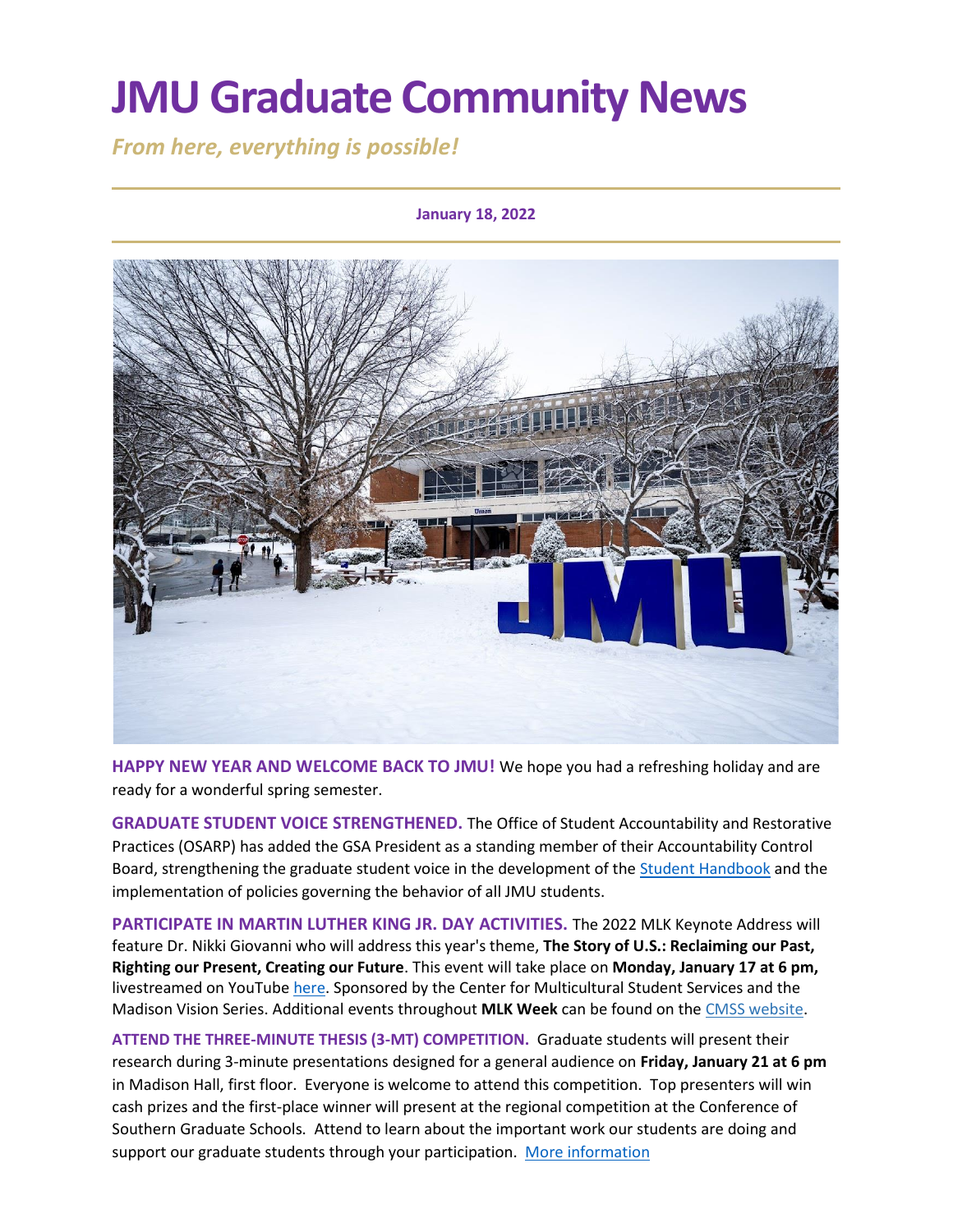# JMU Graduate Community News

*From here, everything is possible!*

**January 18, 2022**

**HAPPY NEW YEAR AND WELCOME BACK TO JMU!** We hope you had a refreshing holiday and are ready for a wonderful spring semester.

**GRADUATE STUDENT VOICE STRENGTHENED.** The Office of Student Accountability and Restorative Practices (OSARP) has added the GSA President as a standing member of their Accountability Control Board, strengthening the graduate student voice in the development of the Student Handbook and the implementation of policies governing the behavior of all JMU students.

**PARTICIPATE IN MARTIN LUTHER KING JR. DAY ACTIVITIES.** The 2022 MLK Keynote Address will feature Dr. Nikki Giovanni who will address this year's theme, **The Story of U.S.: Reclaiming our Past, Righting our Present, Creating our Future**. This event will take place on **Monday, January 17 at 6 pm,** livestreamed on YouTube here. Sponsored by the Center for Multicultural Student Services and the Madison Vision Series. Additional events throughout **MLK Week** can be found on the CMSS website.

**ATTEND THE THREE-MINUTE THESIS (3-MT) COMPETITION.** Graduate students will present their research during 3-minute presentations designed for a general audience on **Friday, January 21 at 6 pm** in Madison Hall, first floor. Everyone is welcome to attend this competition. Top presenters will win cash prizes and the first-place winner will present at the regional competition at the Conference of Southern Graduate Schools. Attend to learn about the important work our students are doing and support our graduate students through your participation. More information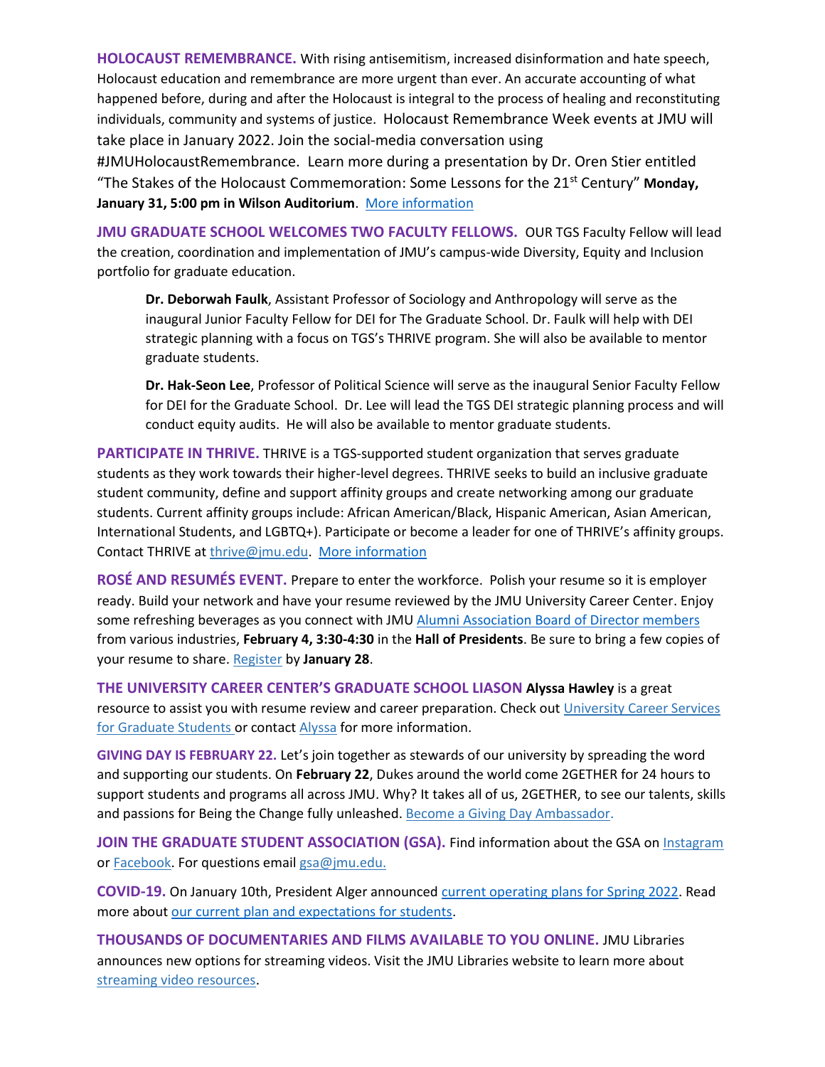**HOLOCAUST REMEMBRANCE.** With rising antisemitism, increased disinformation and hate speech, Holocaust education and remembrance are more urgent than ever. An accurate accounting of what happened before, during and after the Holocaust is integral to the process of healing and reconstituting individuals, community and systems of justice. Holocaust Remembrance Week events at JMU will take place in January 2022. Join the social-media conversation using #JMUHolocaustRemembrance. Learn more during a presentation by Dr. Oren Stier entitled "The Stakes of the Holocaust Commemoration: Some Lessons for the 21st Century" **Monday, January 31, 5:00 pm in Wilson Auditorium**. More information

**JMU GRADUATE SCHOOL WELCOMES TWO FACULTY FELLOWS.** OUR TGS Faculty Fellow will lead the creation, coordination and implementation of JMU's campus-wide Diversity, Equity and Inclusion portfolio for graduate education.

> **Dr. Deborwah Faulk**, Assistant Professor of Sociology and Anthropology will serve as the inaugural Junior Faculty Fellow for DEI for The Graduate School. Dr. Faulk will help with DEI strategic planning with a focus on TGS's THRIVE program. She will also be available to mentor graduate students.
>
> **Dr. Hak-Seon Lee**, Professor of Political Science will serve as the inaugural Senior Faculty Fellow for DEI for the Graduate School. Dr. Lee will lead the TGS DEI strategic planning process and will conduct equity audits. He will also be available to mentor graduate students.

**PARTICIPATE IN THRIVE.** THRIVE is a TGS-supported student organization that serves graduate students as they work towards their higher-level degrees. THRIVE seeks to build an inclusive graduate student community, define and support affinity groups and create networking among our graduate students. Current affinity groups include: African American/Black, Hispanic American, Asian American, International Students, and LGBTQ+). Participate or become a leader for one of THRIVE's affinity groups. Contact THRIVE at thrive@jmu.edu. More information

**ROSÉ AND RESUMÉS EVENT.** Prepare to enter the workforce. Polish your resume so it is employer ready. Build your network and have your resume reviewed by the JMU University Career Center. Enjoy some refreshing beverages as you connect with JMU Alumni Association Board of Director members from various industries, **February 4, 3:30-4:30** in the **Hall of Presidents**. Be sure to bring a few copies of your resume to share. Register by **January 28**.

**THE UNIVERSITY CAREER CENTER'S GRADUATE SCHOOL LIASON** **Alyssa Hawley** is a great resource to assist you with resume review and career preparation. Check out University Career Services for Graduate Students or contact Alyssa for more information.

**GIVING DAY IS FEBRUARY 22.** Let's join together as stewards of our university by spreading the word and supporting our students. On **February 22**, Dukes around the world come 2GETHER for 24 hours to support students and programs all across JMU. Why? It takes all of us, 2GETHER, to see our talents, skills and passions for Being the Change fully unleashed. Become a Giving Day Ambassador.

**JOIN THE GRADUATE STUDENT ASSOCIATION (GSA).** Find information about the GSA on Instagram or Facebook. For questions email gsa@jmu.edu.

**COVID-19.** On January 10th, President Alger announced current operating plans for Spring 2022. Read more about our current plan and expectations for students.

**THOUSANDS OF DOCUMENTARIES AND FILMS AVAILABLE TO YOU ONLINE.** JMU Libraries announces new options for streaming videos. Visit the JMU Libraries website to learn more about streaming video resources.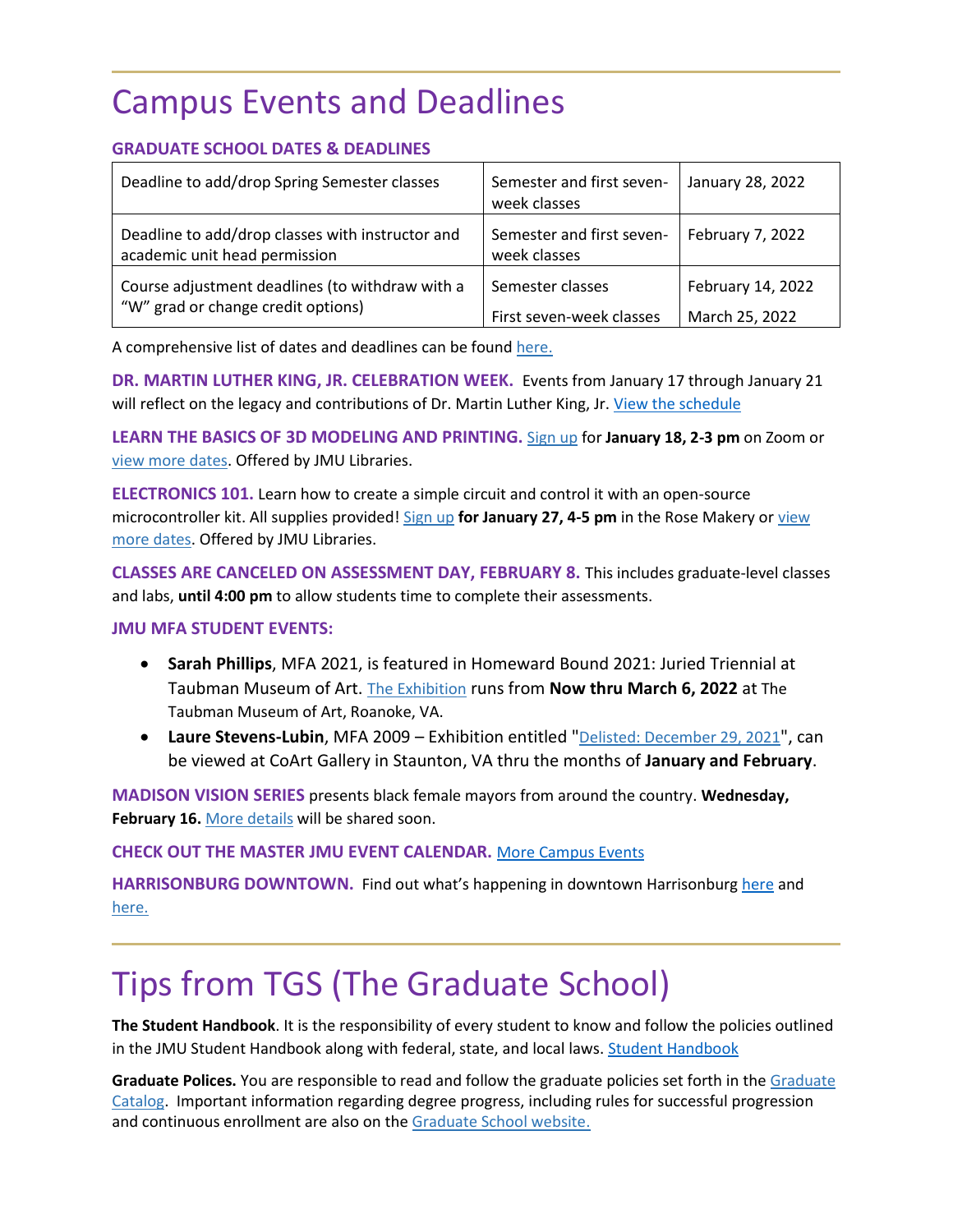# Campus Events and Deadlines

### GRADUATE SCHOOL DATES & DEADLINES

| | | |
|---|---|---|
| Deadline to add/drop Spring Semester classes | Semester and first seven-week classes | January 28, 2022 |
| Deadline to add/drop classes with instructor and academic unit head permission | Semester and first seven-week classes | February 7, 2022 |
| Course adjustment deadlines (to withdraw with a "W" grad or change credit options) | Semester classes | February 14, 2022 |
| | First seven-week classes | March 25, 2022 |

A comprehensive list of dates and deadlines can be found here.

**DR. MARTIN LUTHER KING, JR. CELEBRATION WEEK.** Events from January 17 through January 21 will reflect on the legacy and contributions of Dr. Martin Luther King, Jr. View the schedule

**LEARN THE BASICS OF 3D MODELING AND PRINTING.** Sign up for **January 18, 2-3 pm** on Zoom or view more dates. Offered by JMU Libraries.

**ELECTRONICS 101.** Learn how to create a simple circuit and control it with an open-source microcontroller kit. All supplies provided! Sign up **for January 27, 4-5 pm** in the Rose Makery or view more dates. Offered by JMU Libraries.

**CLASSES ARE CANCELED ON ASSESSMENT DAY, FEBRUARY 8.** This includes graduate-level classes and labs, **until 4:00 pm** to allow students time to complete their assessments.

**JMU MFA STUDENT EVENTS:**

- **Sarah Phillips**, MFA 2021, is featured in Homeward Bound 2021: Juried Triennial at Taubman Museum of Art. The Exhibition runs from **Now thru March 6, 2022** at The Taubman Museum of Art, Roanoke, VA.
- **Laure Stevens-Lubin**, MFA 2009 – Exhibition entitled "Delisted: December 29, 2021", can be viewed at CoArt Gallery in Staunton, VA thru the months of **January and February**.

**MADISON VISION SERIES** presents black female mayors from around the country. **Wednesday, February 16.** More details will be shared soon.

**CHECK OUT THE MASTER JMU EVENT CALENDAR.** More Campus Events

**HARRISONBURG DOWNTOWN.** Find out what's happening in downtown Harrisonburg here and here.

# Tips from TGS (The Graduate School)

**The Student Handbook**. It is the responsibility of every student to know and follow the policies outlined in the JMU Student Handbook along with federal, state, and local laws. Student Handbook

**Graduate Polices.** You are responsible to read and follow the graduate policies set forth in the Graduate Catalog. Important information regarding degree progress, including rules for successful progression and continuous enrollment are also on the Graduate School website.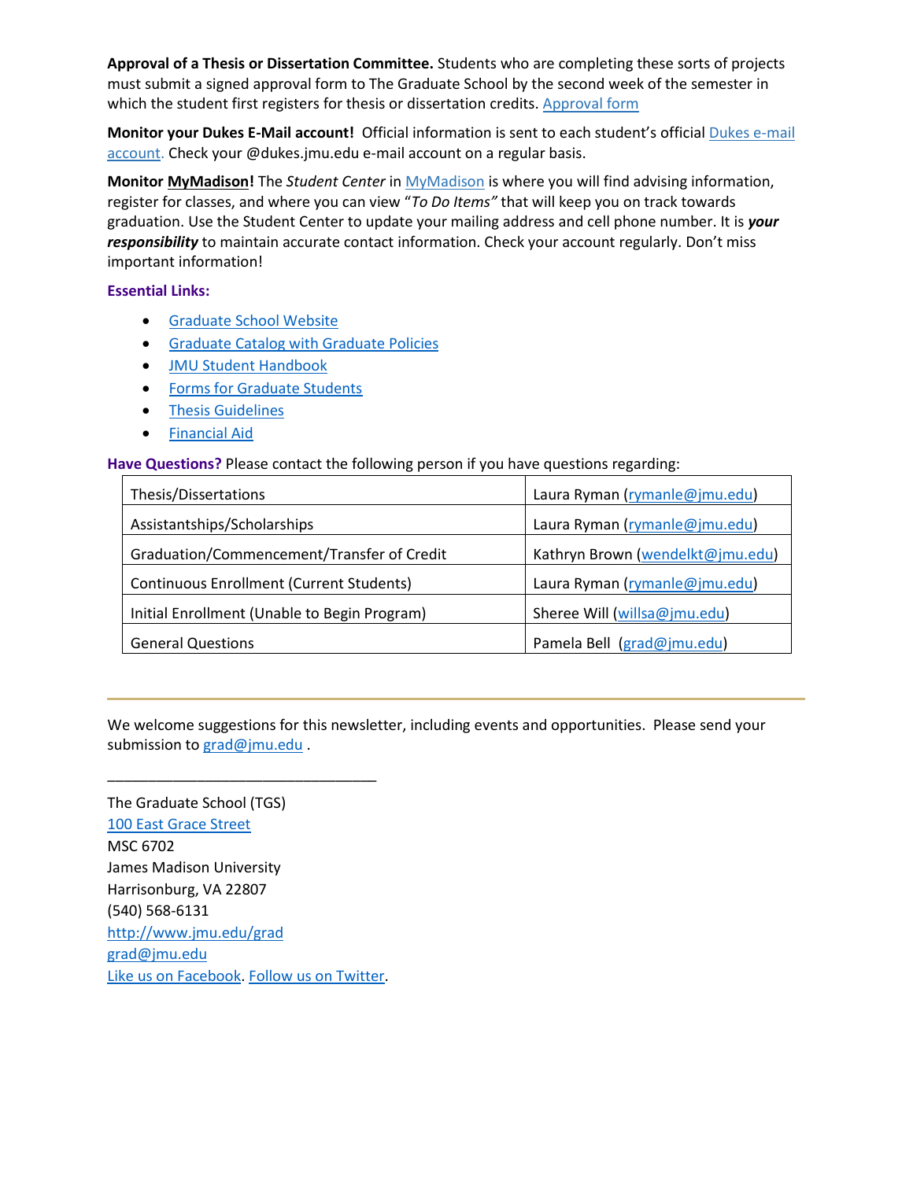**Approval of a Thesis or Dissertation Committee.** Students who are completing these sorts of projects must submit a signed approval form to The Graduate School by the second week of the semester in which the student first registers for thesis or dissertation credits. Approval form

**Monitor your Dukes E-Mail account!** Official information is sent to each student's official Dukes e-mail account. Check your @dukes.jmu.edu e-mail account on a regular basis.

**Monitor MyMadison!** The *Student Center* in MyMadison is where you will find advising information, register for classes, and where you can view "*To Do Items"* that will keep you on track towards graduation. Use the Student Center to update your mailing address and cell phone number. It is ***your responsibility*** to maintain accurate contact information. Check your account regularly. Don't miss important information!

**Essential Links:**

- Graduate School Website
- Graduate Catalog with Graduate Policies
- JMU Student Handbook
- Forms for Graduate Students
- Thesis Guidelines
- Financial Aid

**Have Questions?** Please contact the following person if you have questions regarding:

| | |
|---|---|
| Thesis/Dissertations | Laura Ryman (rymanle@jmu.edu) |
| Assistantships/Scholarships | Laura Ryman (rymanle@jmu.edu) |
| Graduation/Commencement/Transfer of Credit | Kathryn Brown (wendelkt@jmu.edu) |
| Continuous Enrollment (Current Students) | Laura Ryman (rymanle@jmu.edu) |
| Initial Enrollment (Unable to Begin Program) | Sheree Will (willsa@jmu.edu) |
| General Questions | Pamela Bell (grad@jmu.edu) |

---

We welcome suggestions for this newsletter, including events and opportunities. Please send your submission to grad@jmu.edu .

_________________________________

The Graduate School (TGS)
100 East Grace Street
MSC 6702
James Madison University
Harrisonburg, VA 22807
(540) 568-6131
http://www.jmu.edu/grad
grad@jmu.edu
Like us on Facebook. Follow us on Twitter.